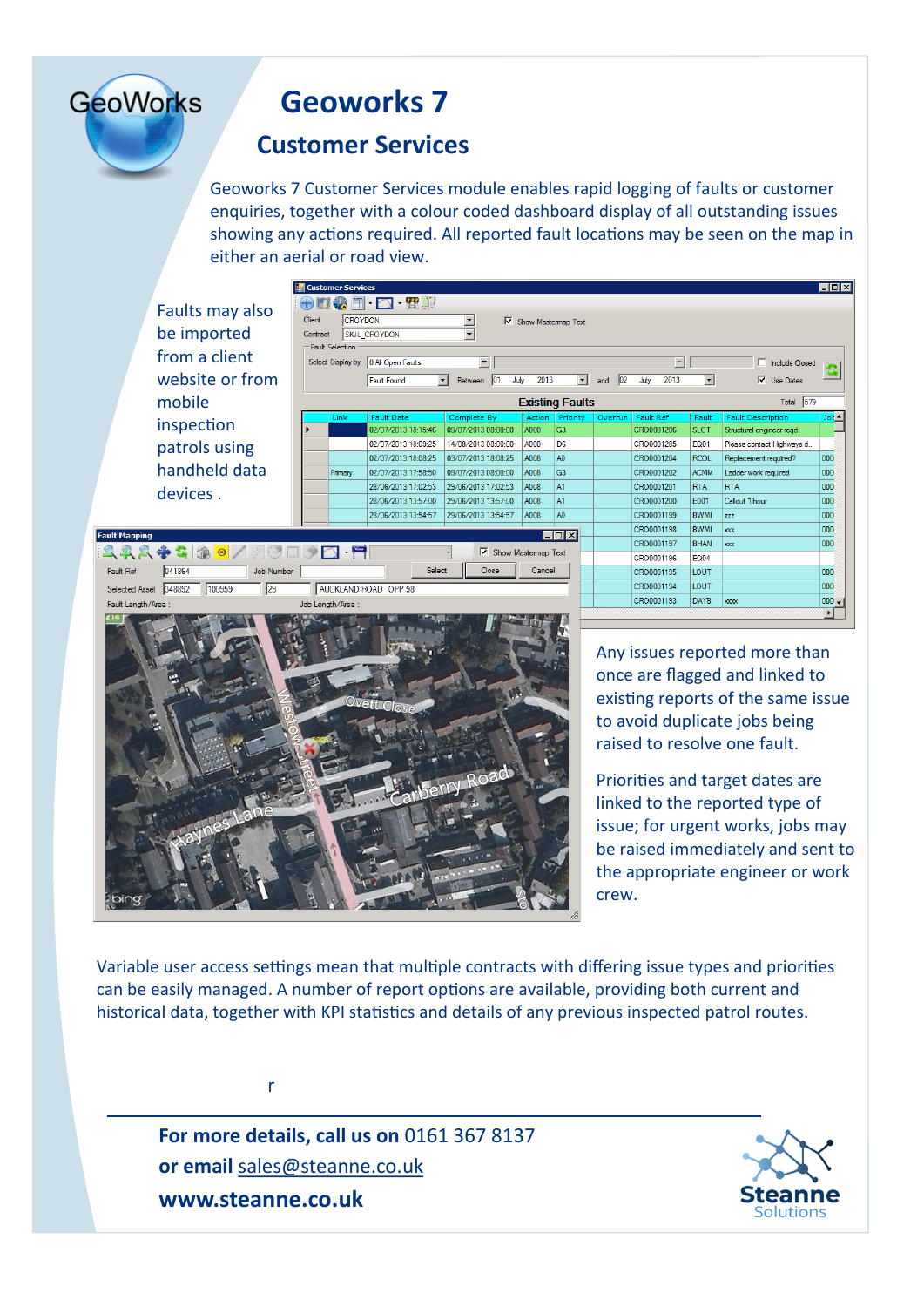GeoWorks

# Geoworks 7

## Customer Services

Geoworks 7 Customer Services module enables rapid logging of faults or customer enquiries, together with a colour coded dashboard display of all outstanding issues showing any actions required. All reported fault locations may be seen on the map in either an aerial or road view.

Faults may also be imported from a client website or from mobile inspection patrols using handheld data devices .

Any issues reported more than once are flagged and linked to existing reports of the same issue to avoid duplicate jobs being raised to resolve one fault.

Priorities and target dates are linked to the reported type of issue; for urgent works, jobs may be raised immediately and sent to the appropriate engineer or work crew.

Variable user access settings mean that multiple contracts with differing issue types and priorities can be easily managed. A number of report options are available, providing both current and historical data, together with KPI statistics and details of any previous inspected patrol routes.

r

**For more details, call us on** 0161 367 8137

**or email** sales@steanne.co.uk

**www.steanne.co.uk**

Steanne Solutions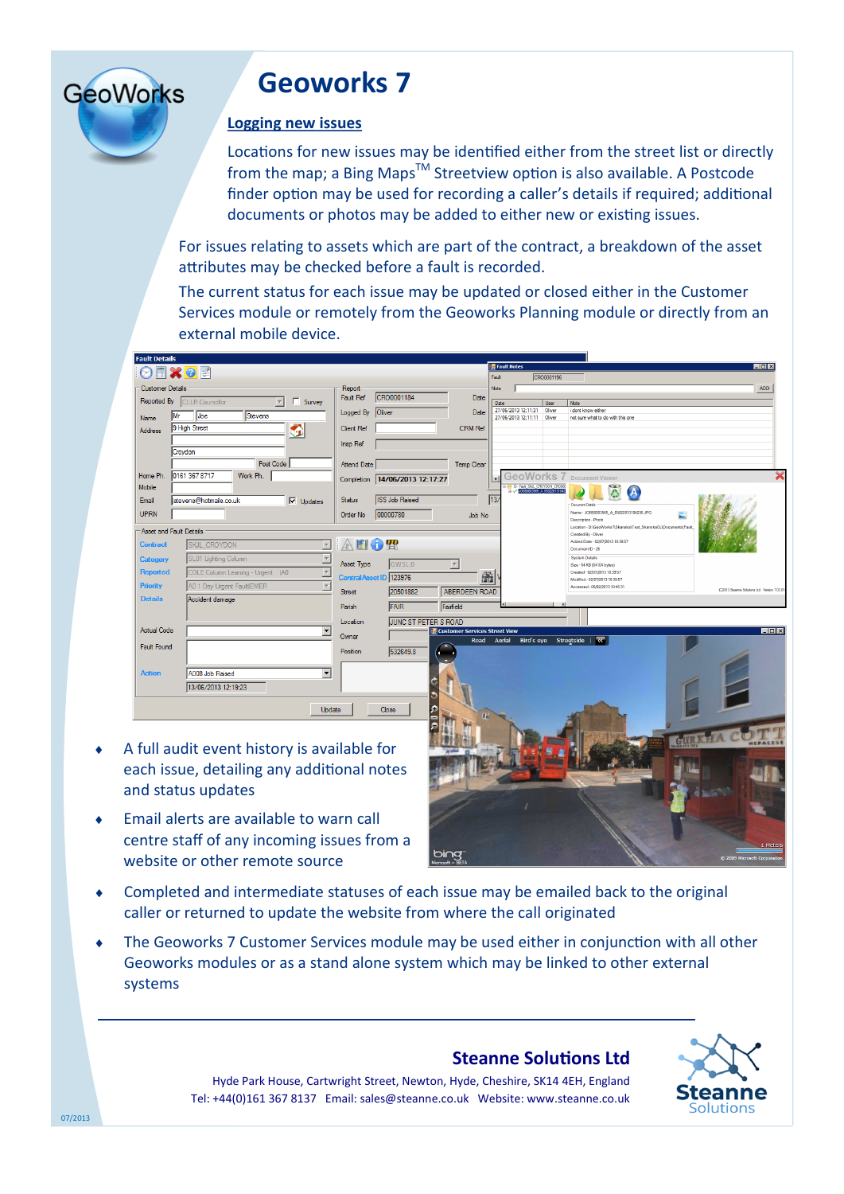# Geoworks 7

## Logging new issues

Locations for new issues may be identified either from the street list or directly from the map; a Bing Maps[TM] Streetview option is also available. A Postcode finder option may be used for recording a caller's details if required; additional documents or photos may be added to either new or existing issues.

For issues relating to assets which are part of the contract, a breakdown of the asset attributes may be checked before a fault is recorded.

The current status for each issue may be updated or closed either in the Customer Services module or remotely from the Geoworks Planning module or directly from an external mobile device.

- A full audit event history is available for each issue, detailing any additional notes and status updates
- Email alerts are available to warn call centre staff of any incoming issues from a website or other remote source
- Completed and intermediate statuses of each issue may be emailed back to the original caller or returned to update the website from where the call originated
- The Geoworks 7 Customer Services module may be used either in conjunction with all other Geoworks modules or as a stand alone system which may be linked to other external systems

**Steanne Solutions Ltd**

Hyde Park House, Cartwright Street, Newton, Hyde, Cheshire, SK14 4EH, England

Tel: +44(0)161 367 8137 Email: sales@steanne.co.uk Website: www.steanne.co.uk

07/2013